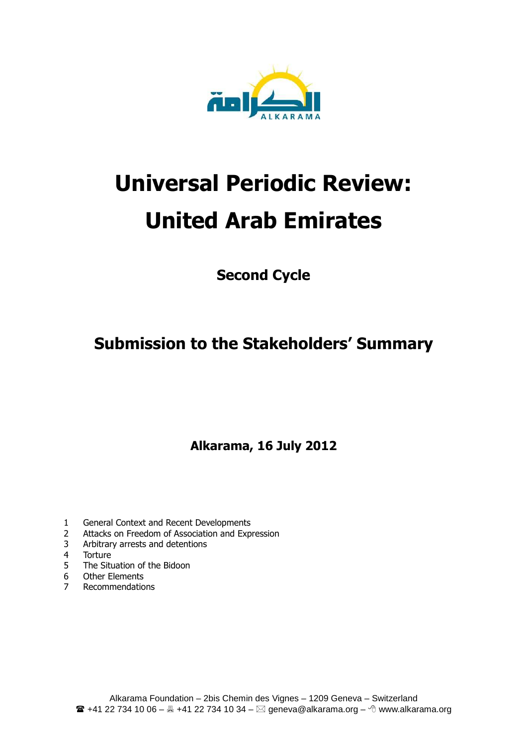# Universal Periodic Review: United Arab Emirates

## Second Cycle

## Submission to the Stakeholders' Summary

**Alkarama, 16 July 2012**

1. General Context and Recent Developments
2. Attacks on Freedom of Association and Expression
3. Arbitrary arrests and detentions
4. Torture
5. The Situation of the Bidoon
6. Other Elements
7. Recommendations

Alkarama Foundation – 2bis Chemin des Vignes – 1209 Geneva – Switzerland
☎ +41 22 734 10 06 – 🖷 +41 22 734 10 34 – ✉ geneva@alkarama.org – www.alkarama.org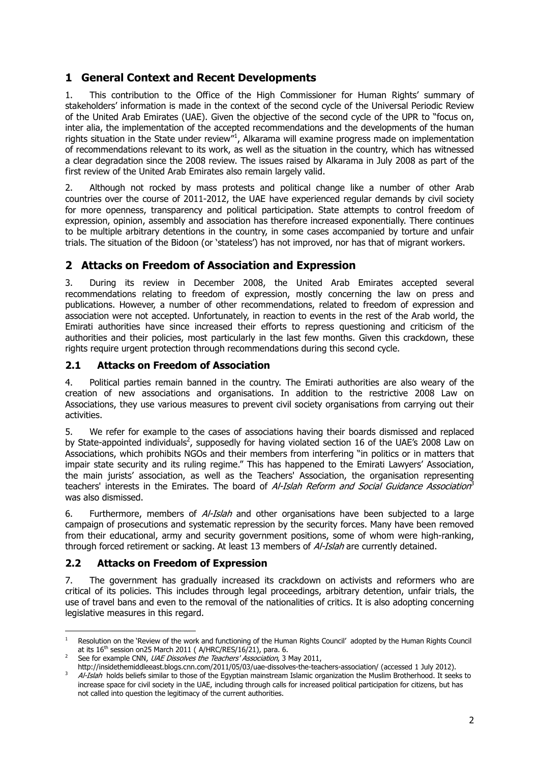# 1 General Context and Recent Developments

1. This contribution to the Office of the High Commissioner for Human Rights' summary of stakeholders' information is made in the context of the second cycle of the Universal Periodic Review of the United Arab Emirates (UAE). Given the objective of the second cycle of the UPR to "focus on, inter alia, the implementation of the accepted recommendations and the developments of the human rights situation in the State under review"[1], Alkarama will examine progress made on implementation of recommendations relevant to its work, as well as the situation in the country, which has witnessed a clear degradation since the 2008 review. The issues raised by Alkarama in July 2008 as part of the first review of the United Arab Emirates also remain largely valid.

2. Although not rocked by mass protests and political change like a number of other Arab countries over the course of 2011-2012, the UAE have experienced regular demands by civil society for more openness, transparency and political participation. State attempts to control freedom of expression, opinion, assembly and association has therefore increased exponentially. There continues to be multiple arbitrary detentions in the country, in some cases accompanied by torture and unfair trials. The situation of the Bidoon (or 'stateless') has not improved, nor has that of migrant workers.

# 2 Attacks on Freedom of Association and Expression

3. During its review in December 2008, the United Arab Emirates accepted several recommendations relating to freedom of expression, mostly concerning the law on press and publications. However, a number of other recommendations, related to freedom of expression and association were not accepted. Unfortunately, in reaction to events in the rest of the Arab world, the Emirati authorities have since increased their efforts to repress questioning and criticism of the authorities and their policies, most particularly in the last few months. Given this crackdown, these rights require urgent protection through recommendations during this second cycle.

## 2.1 Attacks on Freedom of Association

4. Political parties remain banned in the country. The Emirati authorities are also weary of the creation of new associations and organisations. In addition to the restrictive 2008 Law on Associations, they use various measures to prevent civil society organisations from carrying out their activities.

5. We refer for example to the cases of associations having their boards dismissed and replaced by State-appointed individuals[2], supposedly for having violated section 16 of the UAE's 2008 Law on Associations, which prohibits NGOs and their members from interfering "in politics or in matters that impair state security and its ruling regime." This has happened to the Emirati Lawyers' Association, the main jurists' association, as well as the Teachers' Association, the organisation representing teachers' interests in the Emirates. The board of *Al-Islah Reform and Social Guidance Association*[3] was also dismissed.

6. Furthermore, members of *Al-Islah* and other organisations have been subjected to a large campaign of prosecutions and systematic repression by the security forces. Many have been removed from their educational, army and security government positions, some of whom were high-ranking, through forced retirement or sacking. At least 13 members of *Al-Islah* are currently detained.

## 2.2 Attacks on Freedom of Expression

7. The government has gradually increased its crackdown on activists and reformers who are critical of its policies. This includes through legal proceedings, arbitrary detention, unfair trials, the use of travel bans and even to the removal of the nationalities of critics. It is also adopting concerning legislative measures in this regard.

---

[1] Resolution on the 'Review of the work and functioning of the Human Rights Council' adopted by the Human Rights Council at its 16th session on25 March 2011 ( A/HRC/RES/16/21), para. 6.

[2] See for example CNN, *UAE Dissolves the Teachers' Association*, 3 May 2011, http://insidethemiddleeast.blogs.cnn.com/2011/05/03/uae-dissolves-the-teachers-association/ (accessed 1 July 2012).

[3] *Al-Islah* holds beliefs similar to those of the Egyptian mainstream Islamic organization the Muslim Brotherhood. It seeks to increase space for civil society in the UAE, including through calls for increased political participation for citizens, but has not called into question the legitimacy of the current authorities.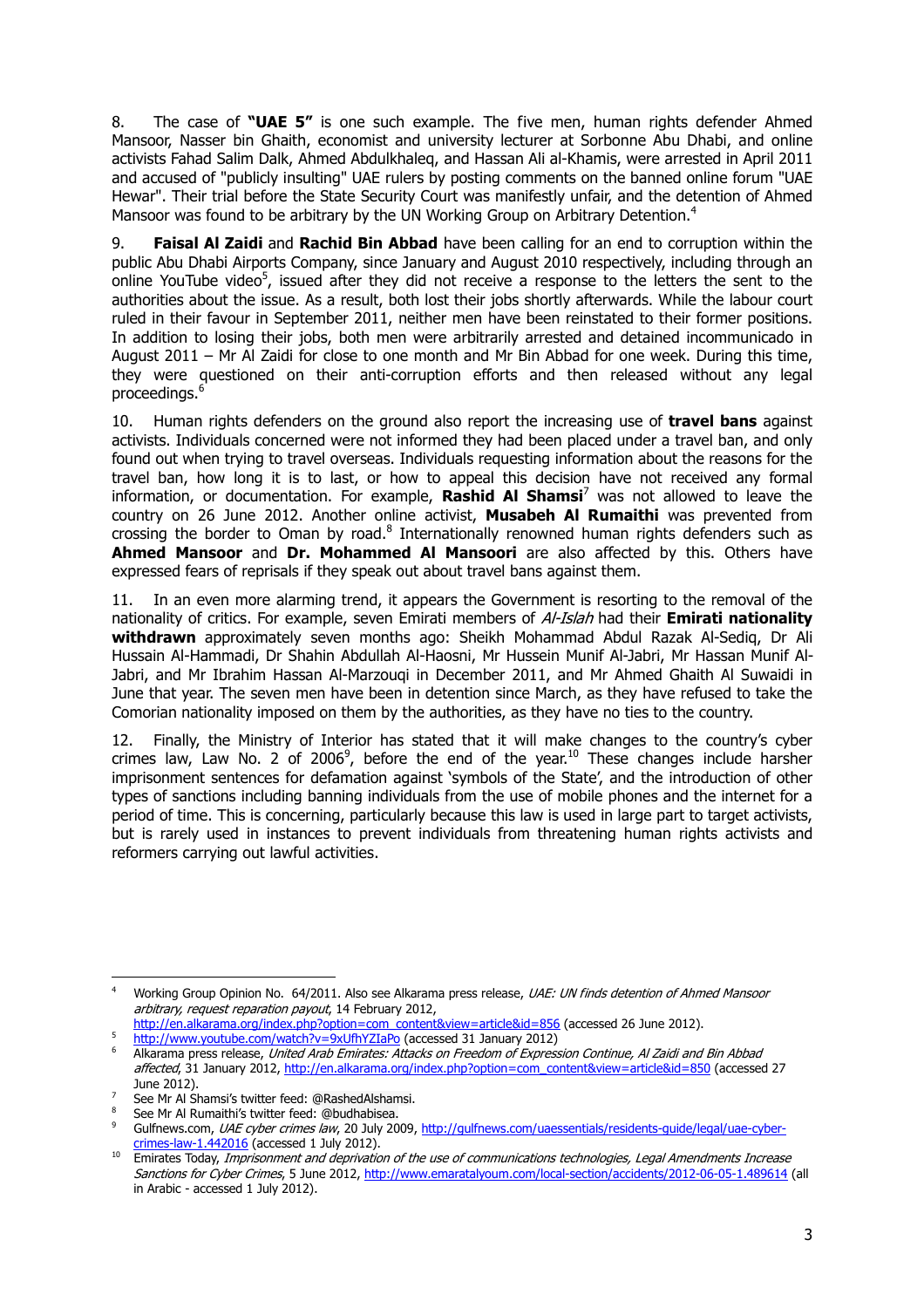8. The case of **"UAE 5"** is one such example. The five men, human rights defender Ahmed Mansoor, Nasser bin Ghaith, economist and university lecturer at Sorbonne Abu Dhabi, and online activists Fahad Salim Dalk, Ahmed Abdulkhaleq, and Hassan Ali al-Khamis, were arrested in April 2011 and accused of "publicly insulting" UAE rulers by posting comments on the banned online forum "UAE Hewar". Their trial before the State Security Court was manifestly unfair, and the detention of Ahmed Mansoor was found to be arbitrary by the UN Working Group on Arbitrary Detention.[4]

9. **Faisal Al Zaidi** and **Rachid Bin Abbad** have been calling for an end to corruption within the public Abu Dhabi Airports Company, since January and August 2010 respectively, including through an online YouTube video[5], issued after they did not receive a response to the letters the sent to the authorities about the issue. As a result, both lost their jobs shortly afterwards. While the labour court ruled in their favour in September 2011, neither men have been reinstated to their former positions. In addition to losing their jobs, both men were arbitrarily arrested and detained incommunicado in August 2011 – Mr Al Zaidi for close to one month and Mr Bin Abbad for one week. During this time, they were questioned on their anti-corruption efforts and then released without any legal proceedings.[6]

10. Human rights defenders on the ground also report the increasing use of **travel bans** against activists. Individuals concerned were not informed they had been placed under a travel ban, and only found out when trying to travel overseas. Individuals requesting information about the reasons for the travel ban, how long it is to last, or how to appeal this decision have not received any formal information, or documentation. For example, **Rashid Al Shamsi**[7] was not allowed to leave the country on 26 June 2012. Another online activist, **Musabeh Al Rumaithi** was prevented from crossing the border to Oman by road.[8] Internationally renowned human rights defenders such as **Ahmed Mansoor** and **Dr. Mohammed Al Mansoori** are also affected by this. Others have expressed fears of reprisals if they speak out about travel bans against them.

11. In an even more alarming trend, it appears the Government is resorting to the removal of the nationality of critics. For example, seven Emirati members of *Al-Islah* had their **Emirati nationality withdrawn** approximately seven months ago: Sheikh Mohammad Abdul Razak Al-Sediq, Dr Ali Hussain Al-Hammadi, Dr Shahin Abdullah Al-Haosni, Mr Hussein Munif Al-Jabri, Mr Hassan Munif Al-Jabri, and Mr Ibrahim Hassan Al-Marzouqi in December 2011, and Mr Ahmed Ghaith Al Suwaidi in June that year. The seven men have been in detention since March, as they have refused to take the Comorian nationality imposed on them by the authorities, as they have no ties to the country.

12. Finally, the Ministry of Interior has stated that it will make changes to the country's cyber crimes law, Law No. 2 of 2006[9], before the end of the year.[10] These changes include harsher imprisonment sentences for defamation against 'symbols of the State', and the introduction of other types of sanctions including banning individuals from the use of mobile phones and the internet for a period of time. This is concerning, particularly because this law is used in large part to target activists, but is rarely used in instances to prevent individuals from threatening human rights activists and reformers carrying out lawful activities.

---

[4] Working Group Opinion No. 64/2011. Also see Alkarama press release, *UAE: UN finds detention of Ahmed Mansoor arbitrary, request reparation payout*, 14 February 2012, http://en.alkarama.org/index.php?option=com_content&view=article&id=856 (accessed 26 June 2012).

[5] http://www.youtube.com/watch?v=9xUfhYZIaPo (accessed 31 January 2012)

[6] Alkarama press release, *United Arab Emirates: Attacks on Freedom of Expression Continue, Al Zaidi and Bin Abbad affected*, 31 January 2012, http://en.alkarama.org/index.php?option=com_content&view=article&id=850 (accessed 27 June 2012).

[7] See Mr Al Shamsi's twitter feed: @RashedAlshamsi.

[8] See Mr Al Rumaithi's twitter feed: @budhabisea.

[9] Gulfnews.com, *UAE cyber crimes law*, 20 July 2009, http://gulfnews.com/uaessentials/residents-guide/legal/uae-cyber-crimes-law-1.442016 (accessed 1 July 2012).

[10] Emirates Today, *Imprisonment and deprivation of the use of communications technologies, Legal Amendments Increase Sanctions for Cyber Crimes*, 5 June 2012, http://www.emaratalyoum.com/local-section/accidents/2012-06-05-1.489614 (all in Arabic - accessed 1 July 2012).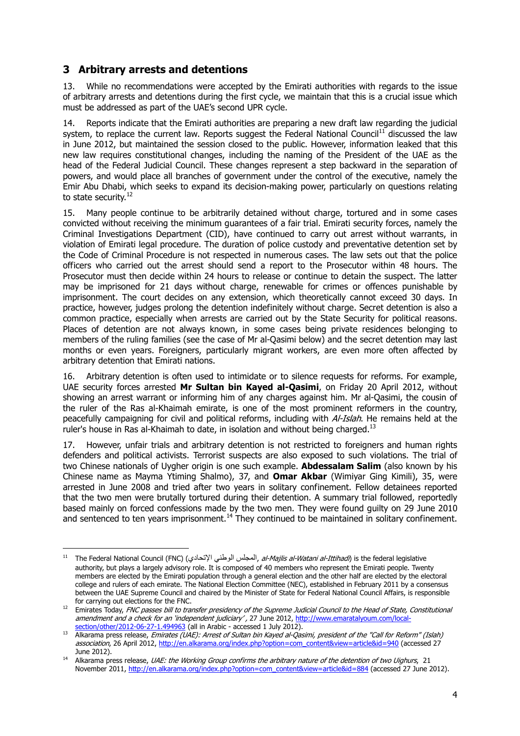## 3 Arbitrary arrests and detentions

13. While no recommendations were accepted by the Emirati authorities with regards to the issue of arbitrary arrests and detentions during the first cycle, we maintain that this is a crucial issue which must be addressed as part of the UAE's second UPR cycle.

14. Reports indicate that the Emirati authorities are preparing a new draft law regarding the judicial system, to replace the current law. Reports suggest the Federal National Council[11] discussed the law in June 2012, but maintained the session closed to the public. However, information leaked that this new law requires constitutional changes, including the naming of the President of the UAE as the head of the Federal Judicial Council. These changes represent a step backward in the separation of powers, and would place all branches of government under the control of the executive, namely the Emir Abu Dhabi, which seeks to expand its decision-making power, particularly on questions relating to state security.[12]

15. Many people continue to be arbitrarily detained without charge, tortured and in some cases convicted without receiving the minimum guarantees of a fair trial. Emirati security forces, namely the Criminal Investigations Department (CID), have continued to carry out arrest without warrants, in violation of Emirati legal procedure. The duration of police custody and preventative detention set by the Code of Criminal Procedure is not respected in numerous cases. The law sets out that the police officers who carried out the arrest should send a report to the Prosecutor within 48 hours. The Prosecutor must then decide within 24 hours to release or continue to detain the suspect. The latter may be imprisoned for 21 days without charge, renewable for crimes or offences punishable by imprisonment. The court decides on any extension, which theoretically cannot exceed 30 days. In practice, however, judges prolong the detention indefinitely without charge. Secret detention is also a common practice, especially when arrests are carried out by the State Security for political reasons. Places of detention are not always known, in some cases being private residences belonging to members of the ruling families (see the case of Mr al-Qasimi below) and the secret detention may last months or even years. Foreigners, particularly migrant workers, are even more often affected by arbitrary detention that Emirati nations.

16. Arbitrary detention is often used to intimidate or to silence requests for reforms. For example, UAE security forces arrested **Mr Sultan bin Kayed al-Qasimi**, on Friday 20 April 2012, without showing an arrest warrant or informing him of any charges against him. Mr al-Qasimi, the cousin of the ruler of the Ras al-Khaimah emirate, is one of the most prominent reformers in the country, peacefully campaigning for civil and political reforms, including with *Al-Islah*. He remains held at the ruler's house in Ras al-Khaimah to date, in isolation and without being charged.[13]

17. However, unfair trials and arbitrary detention is not restricted to foreigners and human rights defenders and political activists. Terrorist suspects are also exposed to such violations. The trial of two Chinese nationals of Uygher origin is one such example. **Abdessalam Salim** (also known by his Chinese name as Mayma Ytiming Shalmo), 37, and **Omar Akbar** (Wimiyar Ging Kimili), 35, were arrested in June 2008 and tried after two years in solitary confinement. Fellow detainees reported that the two men were brutally tortured during their detention. A summary trial followed, reportedly based mainly on forced confessions made by the two men. They were found guilty on 29 June 2010 and sentenced to ten years imprisonment.[14] They continued to be maintained in solitary confinement.

---

[11] The Federal National Council (FNC) (المجلس الوطني الإتحادي, *al-Majlis al-Watani al-Ittihadi*) is the federal legislative authority, but plays a largely advisory role. It is composed of 40 members who represent the Emirati people. Twenty members are elected by the Emirati population through a general election and the other half are elected by the electoral college and rulers of each emirate. The National Election Committee (NEC), established in February 2011 by a consensus between the UAE Supreme Council and chaired by the Minister of State for Federal National Council Affairs, is responsible for carrying out elections for the FNC.

[12] Emirates Today, *FNC passes bill to transfer presidency of the Supreme Judicial Council to the Head of State, Constitutional amendment and a check for an 'independent judiciary'*, 27 June 2012, http://www.emaratalyoum.com/local-section/other/2012-06-27-1.494963 (all in Arabic - accessed 1 July 2012).

[13] Alkarama press release, *Emirates (UAE): Arrest of Sultan bin Kayed al-Qasimi, president of the "Call for Reform" (Islah) association*, 26 April 2012, http://en.alkarama.org/index.php?option=com_content&view=article&id=940 (accessed 27 June 2012).

[14] Alkarama press release, *UAE: the Working Group confirms the arbitrary nature of the detention of two Uighurs*, 21 November 2011, http://en.alkarama.org/index.php?option=com_content&view=article&id=884 (accessed 27 June 2012).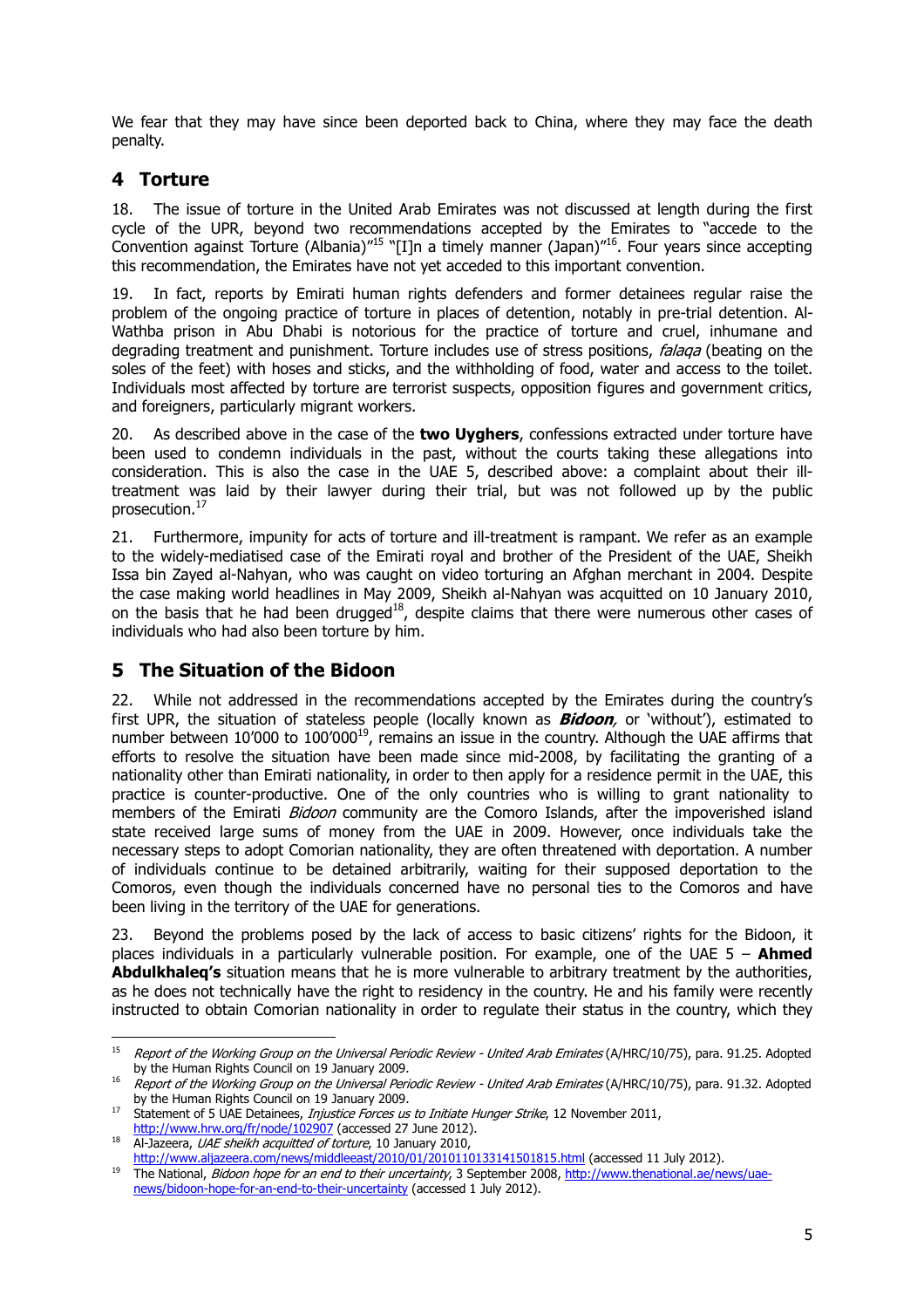We fear that they may have since been deported back to China, where they may face the death penalty.

## 4 Torture

18. The issue of torture in the United Arab Emirates was not discussed at length during the first cycle of the UPR, beyond two recommendations accepted by the Emirates to "accede to the Convention against Torture (Albania)"[15] "[I]n a timely manner (Japan)"[16]. Four years since accepting this recommendation, the Emirates have not yet acceded to this important convention.

19. In fact, reports by Emirati human rights defenders and former detainees regular raise the problem of the ongoing practice of torture in places of detention, notably in pre-trial detention. Al-Wathba prison in Abu Dhabi is notorious for the practice of torture and cruel, inhumane and degrading treatment and punishment. Torture includes use of stress positions, *falaqa* (beating on the soles of the feet) with hoses and sticks, and the withholding of food, water and access to the toilet. Individuals most affected by torture are terrorist suspects, opposition figures and government critics, and foreigners, particularly migrant workers.

20. As described above in the case of the **two Uyghers**, confessions extracted under torture have been used to condemn individuals in the past, without the courts taking these allegations into consideration. This is also the case in the UAE 5, described above: a complaint about their ill-treatment was laid by their lawyer during their trial, but was not followed up by the public prosecution.[17]

21. Furthermore, impunity for acts of torture and ill-treatment is rampant. We refer as an example to the widely-mediatised case of the Emirati royal and brother of the President of the UAE, Sheikh Issa bin Zayed al-Nahyan, who was caught on video torturing an Afghan merchant in 2004. Despite the case making world headlines in May 2009, Sheikh al-Nahyan was acquitted on 10 January 2010, on the basis that he had been drugged[18], despite claims that there were numerous other cases of individuals who had also been torture by him.

## 5 The Situation of the Bidoon

22. While not addressed in the recommendations accepted by the Emirates during the country's first UPR, the situation of stateless people (locally known as ***Bidoon,*** or 'without'), estimated to number between 10'000 to 100'000[19], remains an issue in the country. Although the UAE affirms that efforts to resolve the situation have been made since mid-2008, by facilitating the granting of a nationality other than Emirati nationality, in order to then apply for a residence permit in the UAE, this practice is counter-productive. One of the only countries who is willing to grant nationality to members of the Emirati *Bidoon* community are the Comoro Islands, after the impoverished island state received large sums of money from the UAE in 2009. However, once individuals take the necessary steps to adopt Comorian nationality, they are often threatened with deportation. A number of individuals continue to be detained arbitrarily, waiting for their supposed deportation to the Comoros, even though the individuals concerned have no personal ties to the Comoros and have been living in the territory of the UAE for generations.

23. Beyond the problems posed by the lack of access to basic citizens' rights for the Bidoon, it places individuals in a particularly vulnerable position. For example, one of the UAE 5 – **Ahmed Abdulkhaleq's** situation means that he is more vulnerable to arbitrary treatment by the authorities, as he does not technically have the right to residency in the country. He and his family were recently instructed to obtain Comorian nationality in order to regulate their status in the country, which they

---

[15] *Report of the Working Group on the Universal Periodic Review - United Arab Emirates* (A/HRC/10/75), para. 91.25. Adopted by the Human Rights Council on 19 January 2009.

[16] *Report of the Working Group on the Universal Periodic Review - United Arab Emirates* (A/HRC/10/75), para. 91.32. Adopted by the Human Rights Council on 19 January 2009.

[17] Statement of 5 UAE Detainees, *Injustice Forces us to Initiate Hunger Strike*, 12 November 2011, http://www.hrw.org/fr/node/102907 (accessed 27 June 2012).

[18] Al-Jazeera, *UAE sheikh acquitted of torture*, 10 January 2010, http://www.aljazeera.com/news/middleeast/2010/01/2010110133141501815.html (accessed 11 July 2012).

[19] The National, *Bidoon hope for an end to their uncertainty*, 3 September 2008, http://www.thenational.ae/news/uae-news/bidoon-hope-for-an-end-to-their-uncertainty (accessed 1 July 2012).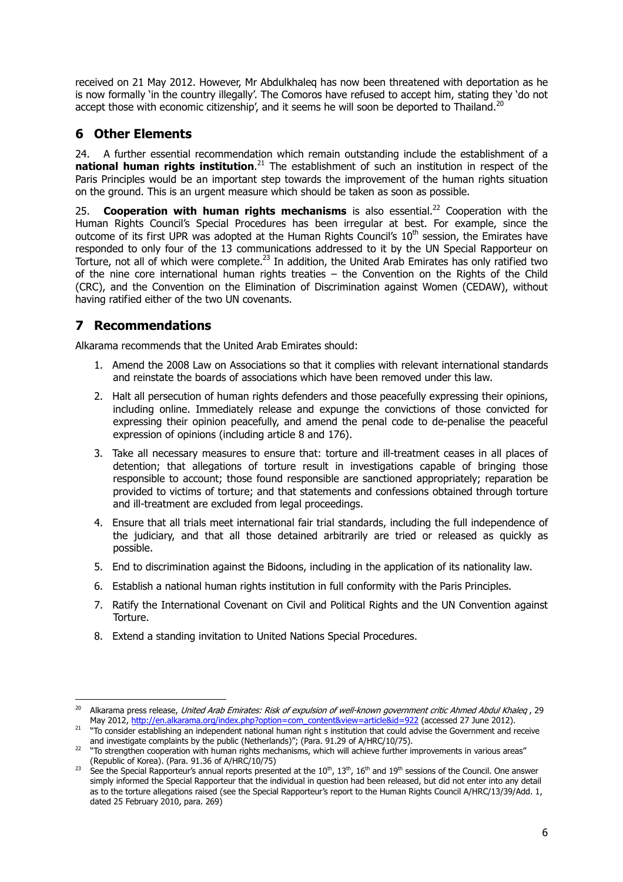received on 21 May 2012. However, Mr Abdulkhaleq has now been threatened with deportation as he is now formally 'in the country illegally'. The Comoros have refused to accept him, stating they 'do not accept those with economic citizenship', and it seems he will soon be deported to Thailand.[20]

## 6 Other Elements

24. A further essential recommendation which remain outstanding include the establishment of a **national human rights institution**.[21] The establishment of such an institution in respect of the Paris Principles would be an important step towards the improvement of the human rights situation on the ground. This is an urgent measure which should be taken as soon as possible.

25. **Cooperation with human rights mechanisms** is also essential.[22] Cooperation with the Human Rights Council's Special Procedures has been irregular at best. For example, since the outcome of its first UPR was adopted at the Human Rights Council's 10th session, the Emirates have responded to only four of the 13 communications addressed to it by the UN Special Rapporteur on Torture, not all of which were complete.[23] In addition, the United Arab Emirates has only ratified two of the nine core international human rights treaties – the Convention on the Rights of the Child (CRC), and the Convention on the Elimination of Discrimination against Women (CEDAW), without having ratified either of the two UN covenants.

## 7 Recommendations

Alkarama recommends that the United Arab Emirates should:

1. Amend the 2008 Law on Associations so that it complies with relevant international standards and reinstate the boards of associations which have been removed under this law.
2. Halt all persecution of human rights defenders and those peacefully expressing their opinions, including online. Immediately release and expunge the convictions of those convicted for expressing their opinion peacefully, and amend the penal code to de-penalise the peaceful expression of opinions (including article 8 and 176).
3. Take all necessary measures to ensure that: torture and ill-treatment ceases in all places of detention; that allegations of torture result in investigations capable of bringing those responsible to account; those found responsible are sanctioned appropriately; reparation be provided to victims of torture; and that statements and confessions obtained through torture and ill-treatment are excluded from legal proceedings.
4. Ensure that all trials meet international fair trial standards, including the full independence of the judiciary, and that all those detained arbitrarily are tried or released as quickly as possible.
5. End to discrimination against the Bidoons, including in the application of its nationality law.
6. Establish a national human rights institution in full conformity with the Paris Principles.
7. Ratify the International Covenant on Civil and Political Rights and the UN Convention against Torture.
8. Extend a standing invitation to United Nations Special Procedures.

---

[20] Alkarama press release, *United Arab Emirates: Risk of expulsion of well-known government critic Ahmed Abdul Khaleq* , 29 May 2012, http://en.alkarama.org/index.php?option=com_content&view=article&id=922 (accessed 27 June 2012).

[21] "To consider establishing an independent national human right s institution that could advise the Government and receive and investigate complaints by the public (Netherlands)"; (Para. 91.29 of A/HRC/10/75).

[22] "To strengthen cooperation with human rights mechanisms, which will achieve further improvements in various areas" (Republic of Korea). (Para. 91.36 of A/HRC/10/75)

[23] See the Special Rapporteur's annual reports presented at the 10th, 13th, 16th and 19th sessions of the Council. One answer simply informed the Special Rapporteur that the individual in question had been released, but did not enter into any detail as to the torture allegations raised (see the Special Rapporteur's report to the Human Rights Council A/HRC/13/39/Add. 1, dated 25 February 2010, para. 269)